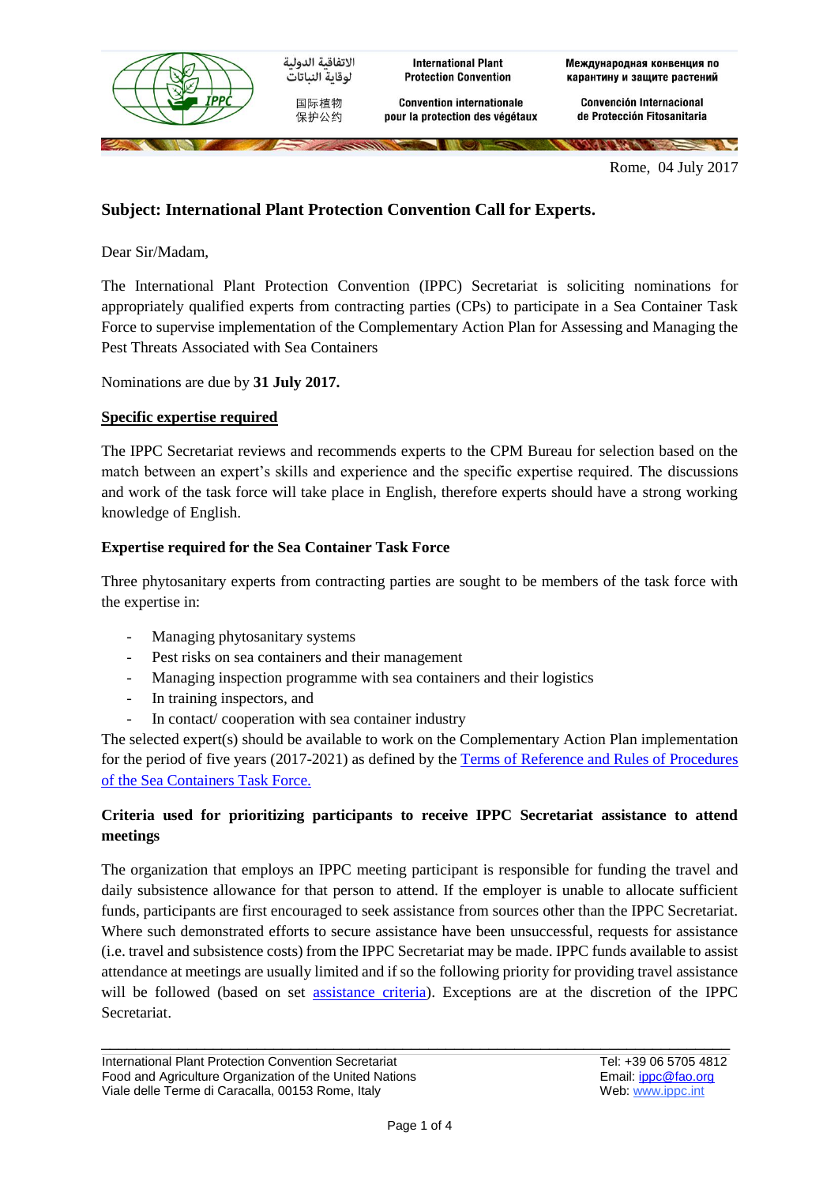الاتفاقية الدولية لوقاية النباتات

International Plant Protection Convention

Международная конвенция по карантину и защите растений

国际植物保护公约

Convention internationale pour la protection des végétaux

Convención Internacional de Protección Fitosanitaria

Rome, 04 July 2017

**Subject: International Plant Protection Convention Call for Experts.**

Dear Sir/Madam,

The International Plant Protection Convention (IPPC) Secretariat is soliciting nominations for appropriately qualified experts from contracting parties (CPs) to participate in a Sea Container Task Force to supervise implementation of the Complementary Action Plan for Assessing and Managing the Pest Threats Associated with Sea Containers

Nominations are due by **31 July 2017.**

**Specific expertise required**

The IPPC Secretariat reviews and recommends experts to the CPM Bureau for selection based on the match between an expert's skills and experience and the specific expertise required. The discussions and work of the task force will take place in English, therefore experts should have a strong working knowledge of English.

**Expertise required for the Sea Container Task Force**

Three phytosanitary experts from contracting parties are sought to be members of the task force with the expertise in:

- Managing phytosanitary systems
- Pest risks on sea containers and their management
- Managing inspection programme with sea containers and their logistics
- In training inspectors, and
- In contact/ cooperation with sea container industry

The selected expert(s) should be available to work on the Complementary Action Plan implementation for the period of five years (2017-2021) as defined by the Terms of Reference and Rules of Procedures of the Sea Containers Task Force.

**Criteria used for prioritizing participants to receive IPPC Secretariat assistance to attend meetings**

The organization that employs an IPPC meeting participant is responsible for funding the travel and daily subsistence allowance for that person to attend. If the employer is unable to allocate sufficient funds, participants are first encouraged to seek assistance from sources other than the IPPC Secretariat. Where such demonstrated efforts to secure assistance have been unsuccessful, requests for assistance (i.e. travel and subsistence costs) from the IPPC Secretariat may be made. IPPC funds available to assist attendance at meetings are usually limited and if so the following priority for providing travel assistance will be followed (based on set assistance criteria). Exceptions are at the discretion of the IPPC Secretariat.

International Plant Protection Convention Secretariat
Food and Agriculture Organization of the United Nations
Viale delle Terme di Caracalla, 00153 Rome, Italy

Tel: +39 06 5705 4812
Email: ippc@fao.org
Web: www.ippc.int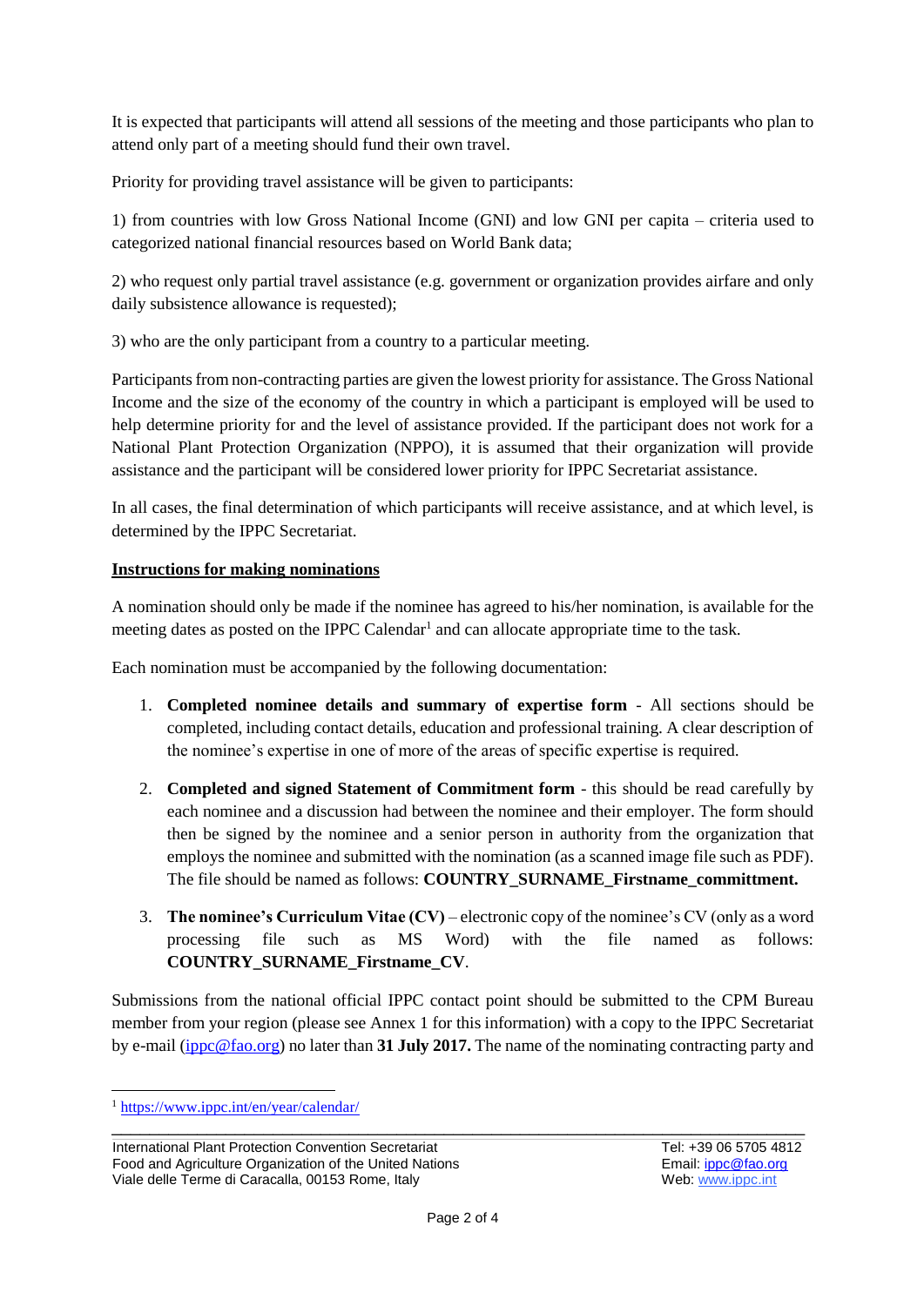It is expected that participants will attend all sessions of the meeting and those participants who plan to attend only part of a meeting should fund their own travel.

Priority for providing travel assistance will be given to participants:

1) from countries with low Gross National Income (GNI) and low GNI per capita – criteria used to categorized national financial resources based on World Bank data;

2) who request only partial travel assistance (e.g. government or organization provides airfare and only daily subsistence allowance is requested);

3) who are the only participant from a country to a particular meeting.

Participants from non-contracting parties are given the lowest priority for assistance. The Gross National Income and the size of the economy of the country in which a participant is employed will be used to help determine priority for and the level of assistance provided. If the participant does not work for a National Plant Protection Organization (NPPO), it is assumed that their organization will provide assistance and the participant will be considered lower priority for IPPC Secretariat assistance.

In all cases, the final determination of which participants will receive assistance, and at which level, is determined by the IPPC Secretariat.

**Instructions for making nominations**

A nomination should only be made if the nominee has agreed to his/her nomination, is available for the meeting dates as posted on the IPPC Calendar[1] and can allocate appropriate time to the task.

Each nomination must be accompanied by the following documentation:

1. **Completed nominee details and summary of expertise form** - All sections should be completed, including contact details, education and professional training. A clear description of the nominee's expertise in one of more of the areas of specific expertise is required.
2. **Completed and signed Statement of Commitment form** - this should be read carefully by each nominee and a discussion had between the nominee and their employer. The form should then be signed by the nominee and a senior person in authority from the organization that employs the nominee and submitted with the nomination (as a scanned image file such as PDF). The file should be named as follows: **COUNTRY_SURNAME_Firstname_committment.**
3. **The nominee's Curriculum Vitae (CV)** – electronic copy of the nominee's CV (only as a word processing file such as MS Word) with the file named as follows: **COUNTRY_SURNAME_Firstname_CV**.

Submissions from the national official IPPC contact point should be submitted to the CPM Bureau member from your region (please see Annex 1 for this information) with a copy to the IPPC Secretariat by e-mail (ippc@fao.org) no later than **31 July 2017.** The name of the nominating contracting party and

[1] https://www.ippc.int/en/year/calendar/

International Plant Protection Convention Secretariat
Food and Agriculture Organization of the United Nations
Viale delle Terme di Caracalla, 00153 Rome, Italy

Tel: +39 06 5705 4812
Email: ippc@fao.org
Web: www.ippc.int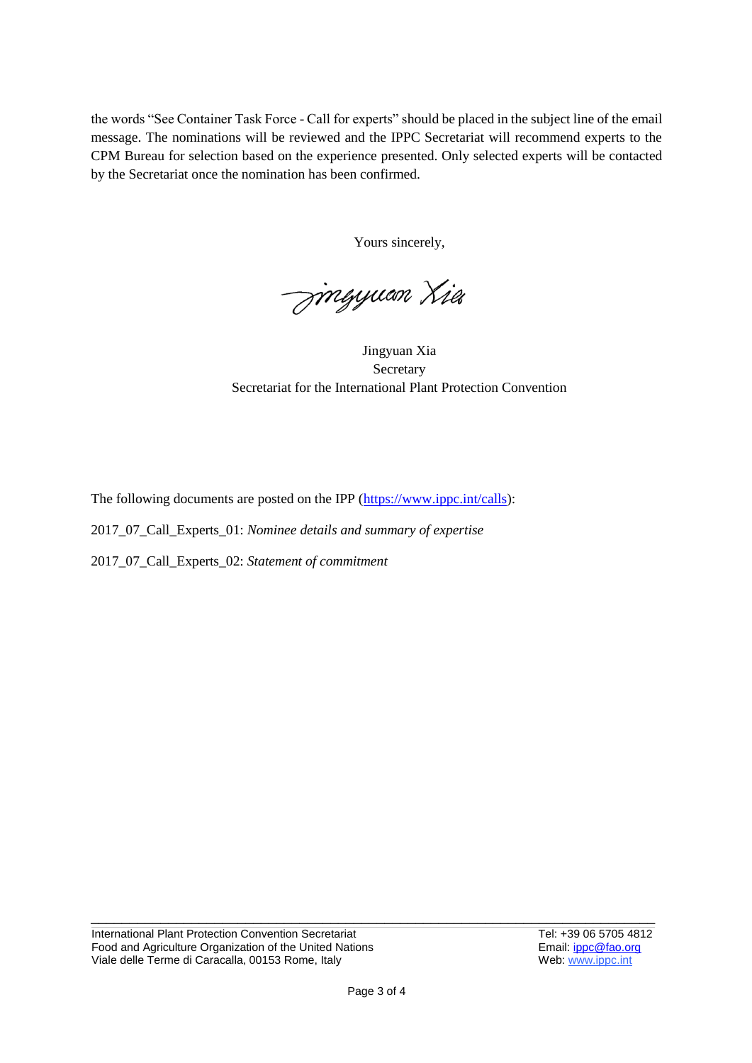the words "See Container Task Force - Call for experts" should be placed in the subject line of the email message. The nominations will be reviewed and the IPPC Secretariat will recommend experts to the CPM Bureau for selection based on the experience presented. Only selected experts will be contacted by the Secretariat once the nomination has been confirmed.

Yours sincerely,

Jingyuan Xia
Secretary
Secretariat for the International Plant Protection Convention

The following documents are posted on the IPP (https://www.ippc.int/calls):

2017_07_Call_Experts_01: *Nominee details and summary of expertise*

2017_07_Call_Experts_02: *Statement of commitment*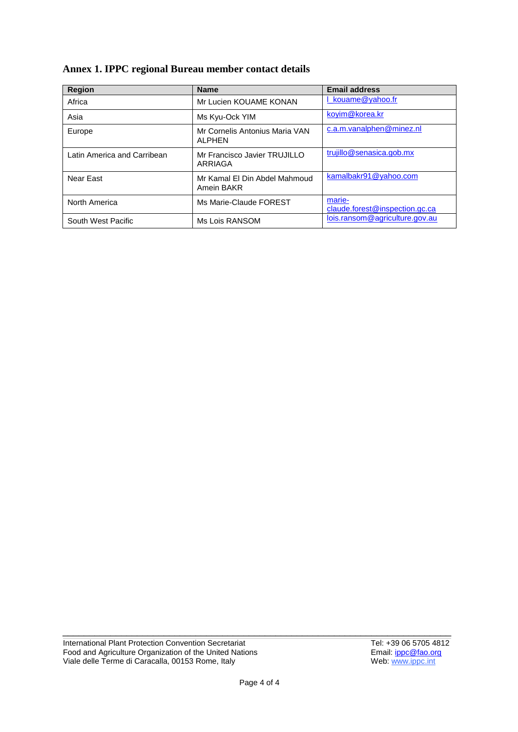## Annex 1. IPPC regional Bureau member contact details

| Region | Name | Email address |
|---|---|---|
| Africa | Mr Lucien KOUAME KONAN | l_kouame@yahoo.fr |
| Asia | Ms Kyu-Ock YIM | koyim@korea.kr |
| Europe | Mr Cornelis Antonius Maria VAN ALPHEN | c.a.m.vanalphen@minez.nl |
| Latin America and Carribean | Mr Francisco Javier TRUJILLO ARRIAGA | trujillo@senasica.gob.mx |
| Near East | Mr Kamal El Din Abdel Mahmoud Amein BAKR | kamalbakr91@yahoo.com |
| North America | Ms Marie-Claude FOREST | marie-claude.forest@inspection.gc.ca |
| South West Pacific | Ms Lois RANSOM | lois.ransom@agriculture.gov.au |

International Plant Protection Convention Secretariat
Food and Agriculture Organization of the United Nations
Viale delle Terme di Caracalla, 00153 Rome, Italy

Tel: +39 06 5705 4812
Email: ippc@fao.org
Web: www.ippc.int